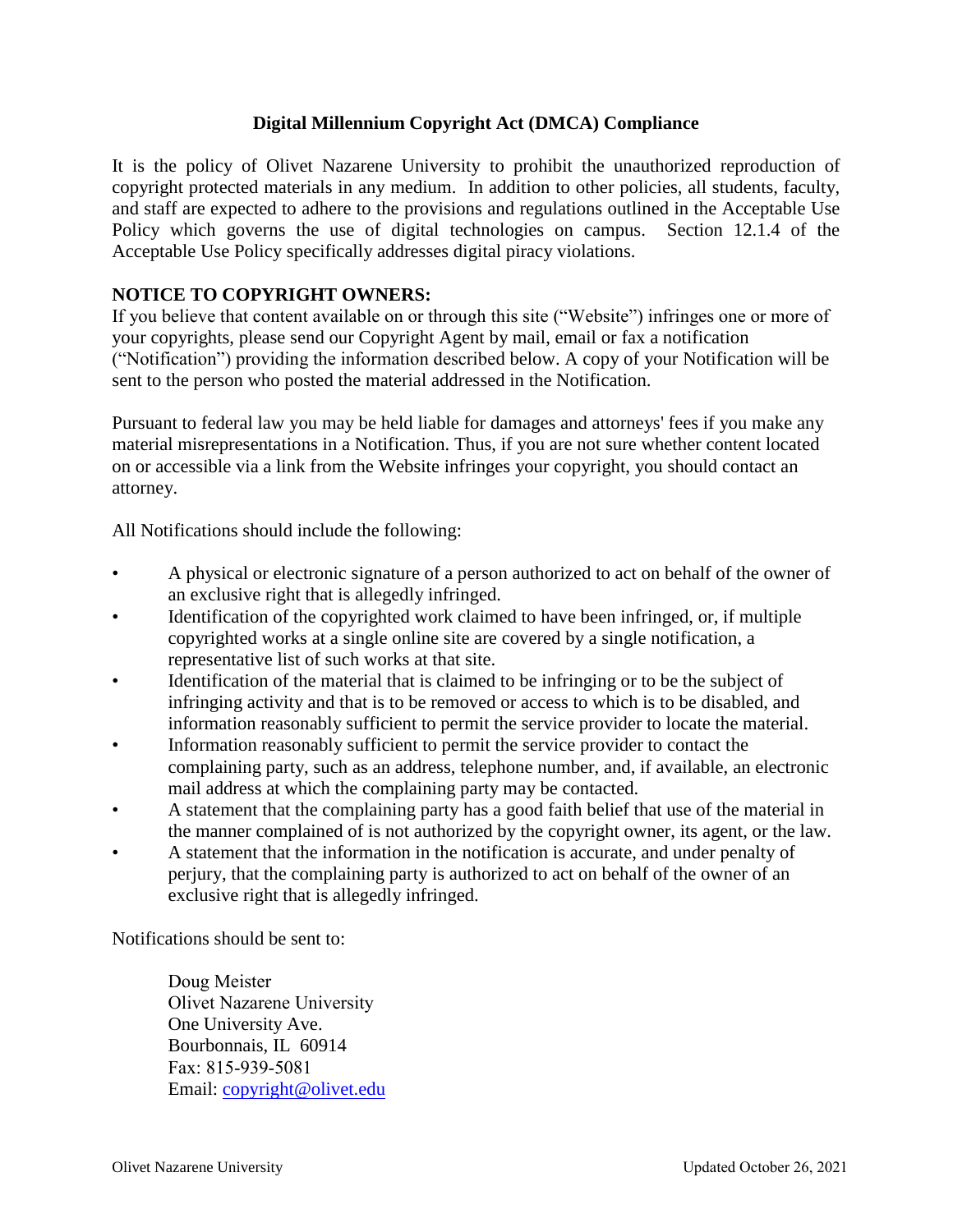# Digital Millennium Copyright Act (DMCA) Compliance

It is the policy of Olivet Nazarene University to prohibit the unauthorized reproduction of copyright protected materials in any medium. In addition to other policies, all students, faculty, and staff are expected to adhere to the provisions and regulations outlined in the Acceptable Use Policy which governs the use of digital technologies on campus. Section 12.1.4 of the Acceptable Use Policy specifically addresses digital piracy violations.

## NOTICE TO COPYRIGHT OWNERS:

If you believe that content available on or through this site ("Website") infringes one or more of your copyrights, please send our Copyright Agent by mail, email or fax a notification ("Notification") providing the information described below. A copy of your Notification will be sent to the person who posted the material addressed in the Notification.

Pursuant to federal law you may be held liable for damages and attorneys' fees if you make any material misrepresentations in a Notification. Thus, if you are not sure whether content located on or accessible via a link from the Website infringes your copyright, you should contact an attorney.

All Notifications should include the following:

- A physical or electronic signature of a person authorized to act on behalf of the owner of an exclusive right that is allegedly infringed.
- Identification of the copyrighted work claimed to have been infringed, or, if multiple copyrighted works at a single online site are covered by a single notification, a representative list of such works at that site.
- Identification of the material that is claimed to be infringing or to be the subject of infringing activity and that is to be removed or access to which is to be disabled, and information reasonably sufficient to permit the service provider to locate the material.
- Information reasonably sufficient to permit the service provider to contact the complaining party, such as an address, telephone number, and, if available, an electronic mail address at which the complaining party may be contacted.
- A statement that the complaining party has a good faith belief that use of the material in the manner complained of is not authorized by the copyright owner, its agent, or the law.
- A statement that the information in the notification is accurate, and under penalty of perjury, that the complaining party is authorized to act on behalf of the owner of an exclusive right that is allegedly infringed.

Notifications should be sent to:

Doug Meister
Olivet Nazarene University
One University Ave.
Bourbonnais, IL 60914
Fax: 815-939-5081
Email: copyright@olivet.edu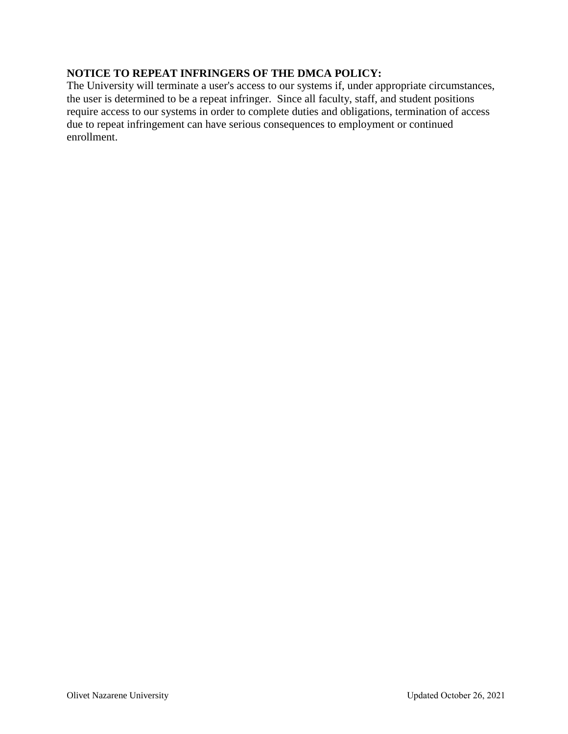**NOTICE TO REPEAT INFRINGERS OF THE DMCA POLICY:**

The University will terminate a user's access to our systems if, under appropriate circumstances, the user is determined to be a repeat infringer. Since all faculty, staff, and student positions require access to our systems in order to complete duties and obligations, termination of access due to repeat infringement can have serious consequences to employment or continued enrollment.